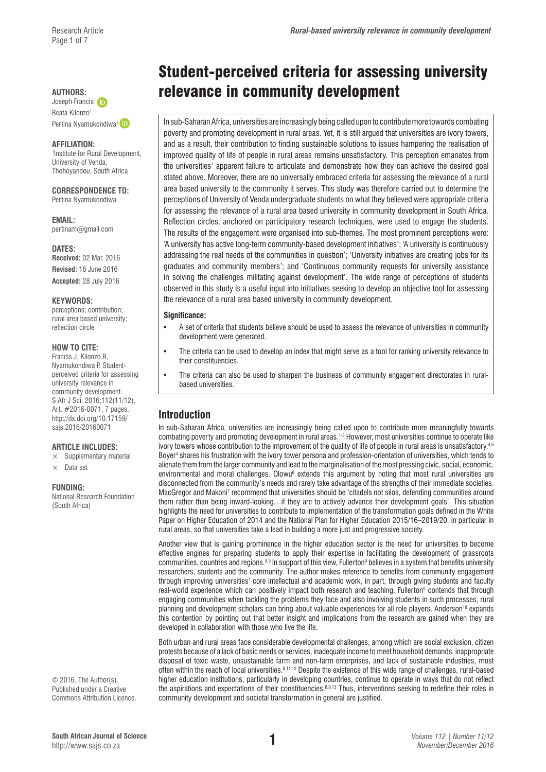# Student-perceived criteria for assessing university relevance in community development

**AUTHORS:**
Joseph Francis[1]
Beata Kilonzo[1]
Pertina Nyamukondiwa[1]

**AFFILIATION:**
[1]Institute for Rural Development, University of Venda, Thohoyandou, South Africa

**CORRESPONDENCE TO:**
Pertina Nyamukondiwa

**EMAIL:**
pertinam@gmail.com

**DATES:**
**Received:** 02 Mar. 2016
**Revised:** 16 June 2016
**Accepted:** 28 July 2016

**KEYWORDS:**
perceptions; contribution; rural area based university; reflection circle

**HOW TO CITE:**
Francis J, Kilonzo B, Nyamukondiwa P. Student-perceived criteria for assessing university relevance in community development. S Afr J Sci. 2016;112(11/12), Art. #2016-0071, 7 pages. http://dx.doi.org/10.17159/sajs.2016/20160071

**ARTICLE INCLUDES:**
× Supplementary material
× Data set

**FUNDING:**
National Research Foundation (South Africa)

© 2016. The Author(s). Published under a Creative Commons Attribution Licence.

In sub-Saharan Africa, universities are increasingly being called upon to contribute more towards combating poverty and promoting development in rural areas. Yet, it is still argued that universities are ivory towers, and as a result, their contribution to finding sustainable solutions to issues hampering the realisation of improved quality of life of people in rural areas remains unsatisfactory. This perception emanates from the universities' apparent failure to articulate and demonstrate how they can achieve the desired goal stated above. Moreover, there are no universally embraced criteria for assessing the relevance of a rural area based university to the community it serves. This study was therefore carried out to determine the perceptions of University of Venda undergraduate students on what they believed were appropriate criteria for assessing the relevance of a rural area based university in community development in South Africa. Reflection circles, anchored on participatory research techniques, were used to engage the students. The results of the engagement were organised into sub-themes. The most prominent perceptions were: 'A university has active long-term community-based development initiatives'; 'A university is continuously addressing the real needs of the communities in question'; 'University initiatives are creating jobs for its graduates and community members'; and 'Continuous community requests for university assistance in solving the challenges militating against development'. The wide range of perceptions of students observed in this study is a useful input into initiatives seeking to develop an objective tool for assessing the relevance of a rural area based university in community development.

**Significance:**

- A set of criteria that students believe should be used to assess the relevance of universities in community development were generated.
- The criteria can be used to develop an index that might serve as a tool for ranking university relevance to their constituencies.
- The criteria can also be used to sharpen the business of community engagement directorates in rural-based universities.

## Introduction

In sub-Saharan Africa, universities are increasingly being called upon to contribute more meaningfully towards combating poverty and promoting development in rural areas.[1-3] However, most universities continue to operate like ivory towers whose contribution to the improvement of the quality of life of people in rural areas is unsatisfactory.[4,5] Boyer[4] shares his frustration with the ivory tower persona and profession-orientation of universities, which tends to alienate them from the larger community and lead to the marginalisation of the most pressing civic, social, economic, environmental and moral challenges. Olowu[6] extends this argument by noting that most rural universities are disconnected from the community's needs and rarely take advantage of the strengths of their immediate societies. MacGregor and Makoni[7] recommend that universities should be 'citadels not silos, defending communities around them rather than being inward-looking…if they are to actively advance their development goals'. This situation highlights the need for universities to contribute to implementation of the transformation goals defined in the White Paper on Higher Education of 2014 and the National Plan for Higher Education 2015/16–2019/20, in particular in rural areas, so that universities take a lead in building a more just and progressive society.

Another view that is gaining prominence in the higher education sector is the need for universities to become effective engines for preparing students to apply their expertise in facilitating the development of grassroots communities, countries and regions.[8,9] In support of this view, Fullerton[9] believes in a system that benefits university researchers, students and the community. The author makes reference to benefits from community engagement through improving universities' core intellectual and academic work, in part, through giving students and faculty real-world experience which can positively impact both research and teaching. Fullerton[9] contends that through engaging communities when tackling the problems they face and also involving students in such processes, rural planning and development scholars can bring about valuable experiences for all role players. Anderson[10] expands this contention by pointing out that better insight and implications from the research are gained when they are developed in collaboration with those who live the life.

Both urban and rural areas face considerable developmental challenges, among which are social exclusion, citizen protests because of a lack of basic needs or services, inadequate income to meet household demands, inappropriate disposal of toxic waste, unsustainable farm and non-farm enterprises, and lack of sustainable industries, most often within the reach of local universities.[8,11,12] Despite the existence of this wide range of challenges, rural-based higher education institutions, particularly in developing countries, continue to operate in ways that do not reflect the aspirations and expectations of their constituencies.[8,9,13] Thus, interventions seeking to redefine their roles in community development and societal transformation in general are justified.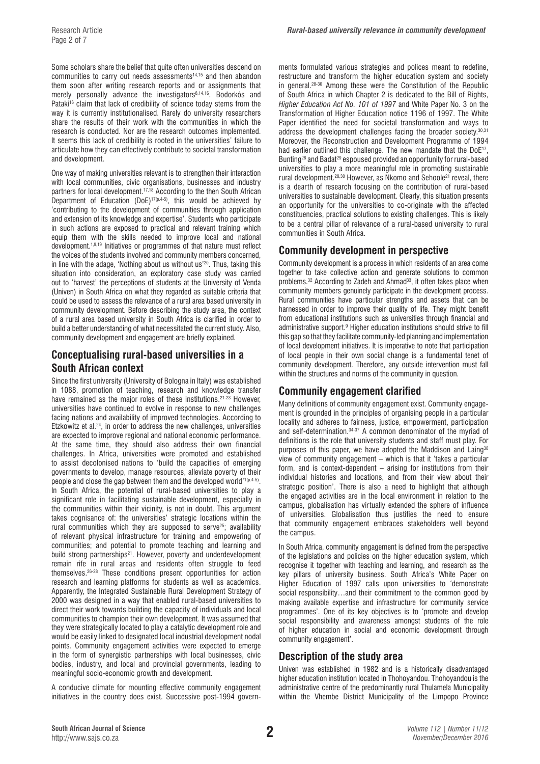Some scholars share the belief that quite often universities descend on communities to carry out needs assessments[14,15] and then abandon them soon after writing research reports and or assignments that merely personally advance the investigators[8,14,16]. Bodorkós and Pataki[16] claim that lack of credibility of science today stems from the way it is currently institutionalised. Rarely do university researchers share the results of their work with the communities in which the research is conducted. Nor are the research outcomes implemented. It seems this lack of credibility is rooted in the universities' failure to articulate how they can effectively contribute to societal transformation and development.

One way of making universities relevant is to strengthen their interaction with local communities, civic organisations, businesses and industry partners for local development.[17,18] According to the then South African Department of Education (DoE)[17(p.4-5)], this would be achieved by 'contributing to the development of communities through application and extension of its knowledge and expertise'. Students who participate in such actions are exposed to practical and relevant training which equip them with the skills needed to improve local and national development.[1,9,19] Initiatives or programmes of that nature must reflect the voices of the students involved and community members concerned, in line with the adage, 'Nothing about us without us'[20]. Thus, taking this situation into consideration, an exploratory case study was carried out to 'harvest' the perceptions of students at the University of Venda (Univen) in South Africa on what they regarded as suitable criteria that could be used to assess the relevance of a rural area based university in community development. Before describing the study area, the context of a rural area based university in South Africa is clarified in order to build a better understanding of what necessitated the current study. Also, community development and engagement are briefly explained.

## Conceptualising rural-based universities in a South African context

Since the first university (University of Bologna in Italy) was established in 1088, promotion of teaching, research and knowledge transfer have remained as the major roles of these institutions.[21-23] However, universities have continued to evolve in response to new challenges facing nations and availability of improved technologies. According to Etzkowitz et al.[24], in order to address the new challenges, universities are expected to improve regional and national economic performance. At the same time, they should also address their own financial challenges. In Africa, universities were promoted and established to assist decolonised nations to 'build the capacities of emerging governments to develop, manage resources, alleviate poverty of their people and close the gap between them and the developed world'[1(p.4-5)]. In South Africa, the potential of rural-based universities to play a significant role in facilitating sustainable development, especially in the communities within their vicinity, is not in doubt. This argument takes cognisance of: the universities' strategic locations within the rural communities which they are supposed to serve[25]; availability of relevant physical infrastructure for training and empowering of communities; and potential to promote teaching and learning and build strong partnerships[21]. However, poverty and underdevelopment remain rife in rural areas and residents often struggle to feed themselves.[26-28] These conditions present opportunities for action research and learning platforms for students as well as academics. Apparently, the Integrated Sustainable Rural Development Strategy of 2000 was designed in a way that enabled rural-based universities to direct their work towards building the capacity of individuals and local communities to champion their own development. It was assumed that they were strategically located to play a catalytic development role and would be easily linked to designated local industrial development nodal points. Community engagement activities were expected to emerge in the form of synergistic partnerships with local businesses, civic bodies, industry, and local and provincial governments, leading to meaningful socio-economic growth and development.

A conducive climate for mounting effective community engagement initiatives in the country does exist. Successive post-1994 governments formulated various strategies and polices meant to redefine, restructure and transform the higher education system and society in general.[28-30] Among these were the Constitution of the Republic of South Africa in which Chapter 2 is dedicated to the Bill of Rights, *Higher Education Act No. 101 of 1997* and White Paper No. 3 on the Transformation of Higher Education notice 1196 of 1997. The White Paper identified the need for societal transformation and ways to address the development challenges facing the broader society.[30,31] Moreover, the Reconstruction and Development Programme of 1994 had earlier outlined this challenge. The new mandate that the DoE[17], Bunting[28] and Badat[29] espoused provided an opportunity for rural-based universities to play a more meaningful role in promoting sustainable rural development.[28,30] However, as Nkomo and Sehoole[21] reveal, there is a dearth of research focusing on the contribution of rural-based universities to sustainable development. Clearly, this situation presents an opportunity for the universities to co-originate with the affected constituencies, practical solutions to existing challenges. This is likely to be a central pillar of relevance of a rural-based university to rural communities in South Africa.

## Community development in perspective

Community development is a process in which residents of an area come together to take collective action and generate solutions to common problems.[32] According to Zadeh and Ahmad[33], it often takes place when community members genuinely participate in the development process. Rural communities have particular strengths and assets that can be harnessed in order to improve their quality of life. They might benefit from educational institutions such as universities through financial and administrative support.[9] Higher education institutions should strive to fill this gap so that they facilitate community-led planning and implementation of local development initiatives. It is imperative to note that participation of local people in their own social change is a fundamental tenet of community development. Therefore, any outside intervention must fall within the structures and norms of the community in question.

## Community engagement clarified

Many definitions of community engagement exist. Community engagement is grounded in the principles of organising people in a particular locality and adheres to fairness, justice, empowerment, participation and self-determination.[34-37] A common denominator of the myriad of definitions is the role that university students and staff must play. For purposes of this paper, we have adopted the Maddison and Laing[38] view of community engagement – which is that it 'takes a particular form, and is context-dependent – arising for institutions from their individual histories and locations, and from their view about their strategic position'. There is also a need to highlight that although the engaged activities are in the local environment in relation to the campus, globalisation has virtually extended the sphere of influence of universities. Globalisation thus justifies the need to ensure that community engagement embraces stakeholders well beyond the campus.

In South Africa, community engagement is defined from the perspective of the legislations and policies on the higher education system, which recognise it together with teaching and learning, and research as the key pillars of university business. South Africa's White Paper on Higher Education of 1997 calls upon universities to 'demonstrate social responsibility…and their commitment to the common good by making available expertise and infrastructure for community service programmes'. One of its key objectives is to 'promote and develop social responsibility and awareness amongst students of the role of higher education in social and economic development through community engagement'.

## Description of the study area

Univen was established in 1982 and is a historically disadvantaged higher education institution located in Thohoyandou. Thohoyandou is the administrative centre of the predominantly rural Thulamela Municipality within the Vhembe District Municipality of the Limpopo Province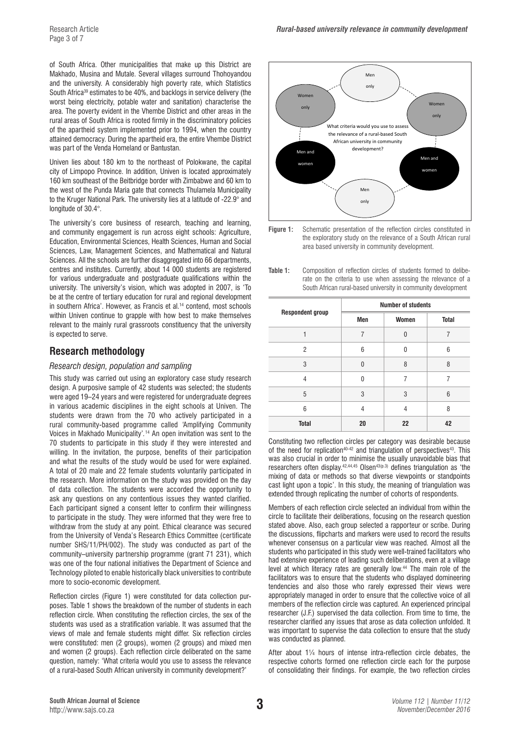of South Africa. Other municipalities that make up this District are Makhado, Musina and Mutale. Several villages surround Thohoyandou and the university. A considerably high poverty rate, which Statistics South Africa[39] estimates to be 40%, and backlogs in service delivery (the worst being electricity, potable water and sanitation) characterise the area. The poverty evident in the Vhembe District and other areas in the rural areas of South Africa is rooted firmly in the discriminatory policies of the apartheid system implemented prior to 1994, when the country attained democracy. During the apartheid era, the entire Vhembe District was part of the Venda Homeland or Bantustan.

Univen lies about 180 km to the northeast of Polokwane, the capital city of Limpopo Province. In addition, Univen is located approximately 160 km southeast of the Beitbridge border with Zimbabwe and 60 km to the west of the Punda Maria gate that connects Thulamela Municipality to the Kruger National Park. The university lies at a latitude of -22.9° and longitude of 30.4°.

The university's core business of research, teaching and learning, and community engagement is run across eight schools: Agriculture, Education, Environmental Sciences, Health Sciences, Human and Social Sciences, Law, Management Sciences, and Mathematical and Natural Sciences. All the schools are further disaggregated into 66 departments, centres and institutes. Currently, about 14 000 students are registered for various undergraduate and postgraduate qualifications within the university. The university's vision, which was adopted in 2007, is 'To be at the centre of tertiary education for rural and regional development in southern Africa'. However, as Francis et al.[14] contend, most schools within Univen continue to grapple with how best to make themselves relevant to the mainly rural grassroots constituency that the university is expected to serve.

## Research methodology

### *Research design, population and sampling*

This study was carried out using an exploratory case study research design. A purposive sample of 42 students was selected; the students were aged 19–24 years and were registered for undergraduate degrees in various academic disciplines in the eight schools at Univen. The students were drawn from the 70 who actively participated in a rural community-based programme called 'Amplifying Community Voices in Makhado Municipality'.[14] An open invitation was sent to the 70 students to participate in this study if they were interested and willing. In the invitation, the purpose, benefits of their participation and what the results of the study would be used for were explained. A total of 20 male and 22 female students voluntarily participated in the research. More information on the study was provided on the day of data collection. The students were accorded the opportunity to ask any questions on any contentious issues they wanted clarified. Each participant signed a consent letter to confirm their willingness to participate in the study. They were informed that they were free to withdraw from the study at any point. Ethical clearance was secured from the University of Venda's Research Ethics Committee (certificate number SHS/11/PH/002). The study was conducted as part of the community–university partnership programme (grant 71 231), which was one of the four national initiatives the Department of Science and Technology piloted to enable historically black universities to contribute more to socio-economic development.

Reflection circles (Figure 1) were constituted for data collection purposes. Table 1 shows the breakdown of the number of students in each reflection circle. When constituting the reflection circles, the sex of the students was used as a stratification variable. It was assumed that the views of male and female students might differ. Six reflection circles were constituted: men (2 groups), women (2 groups) and mixed men and women (2 groups). Each reflection circle deliberated on the same question, namely: 'What criteria would you use to assess the relevance of a rural-based South African university in community development?'

**Figure 1:** Schematic presentation of the reflection circles constituted in the exploratory study on the relevance of a South African rural area based university in community development.

**Table 1:** Composition of reflection circles of students formed to deliberate on the criteria to use when assessing the relevance of a South African rural-based university in community development

| Respondent group | Number of students | | |
|---|---|---|---|
| | Men | Women | Total |
| 1 | 7 | 0 | 7 |
| 2 | 6 | 0 | 6 |
| 3 | 0 | 8 | 8 |
| 4 | 0 | 7 | 7 |
| 5 | 3 | 3 | 6 |
| 6 | 4 | 4 | 8 |
| **Total** | **20** | **22** | **42** |

Constituting two reflection circles per category was desirable because of the need for replication[40-42] and triangulation of perspectives[43]. This was also crucial in order to minimise the usually unavoidable bias that researchers often display.[42,44,45] Olsen[43(p.3)] defines triangulation as 'the mixing of data or methods so that diverse viewpoints or standpoints cast light upon a topic'. In this study, the meaning of triangulation was extended through replicating the number of cohorts of respondents.

Members of each reflection circle selected an individual from within the circle to facilitate their deliberations, focusing on the research question stated above. Also, each group selected a rapporteur or scribe. During the discussions, flipcharts and markers were used to record the results whenever consensus on a particular view was reached. Almost all the students who participated in this study were well-trained facilitators who had extensive experience of leading such deliberations, even at a village level at which literacy rates are generally low.[44] The main role of the facilitators was to ensure that the students who displayed domineering tendencies and also those who rarely expressed their views were appropriately managed in order to ensure that the collective voice of all members of the reflection circle was captured. An experienced principal researcher (J.F.) supervised the data collection. From time to time, the researcher clarified any issues that arose as data collection unfolded. It was important to supervise the data collection to ensure that the study was conducted as planned.

After about 1¼ hours of intense intra-reflection circle debates, the respective cohorts formed one reflection circle each for the purpose of consolidating their findings. For example, the two reflection circles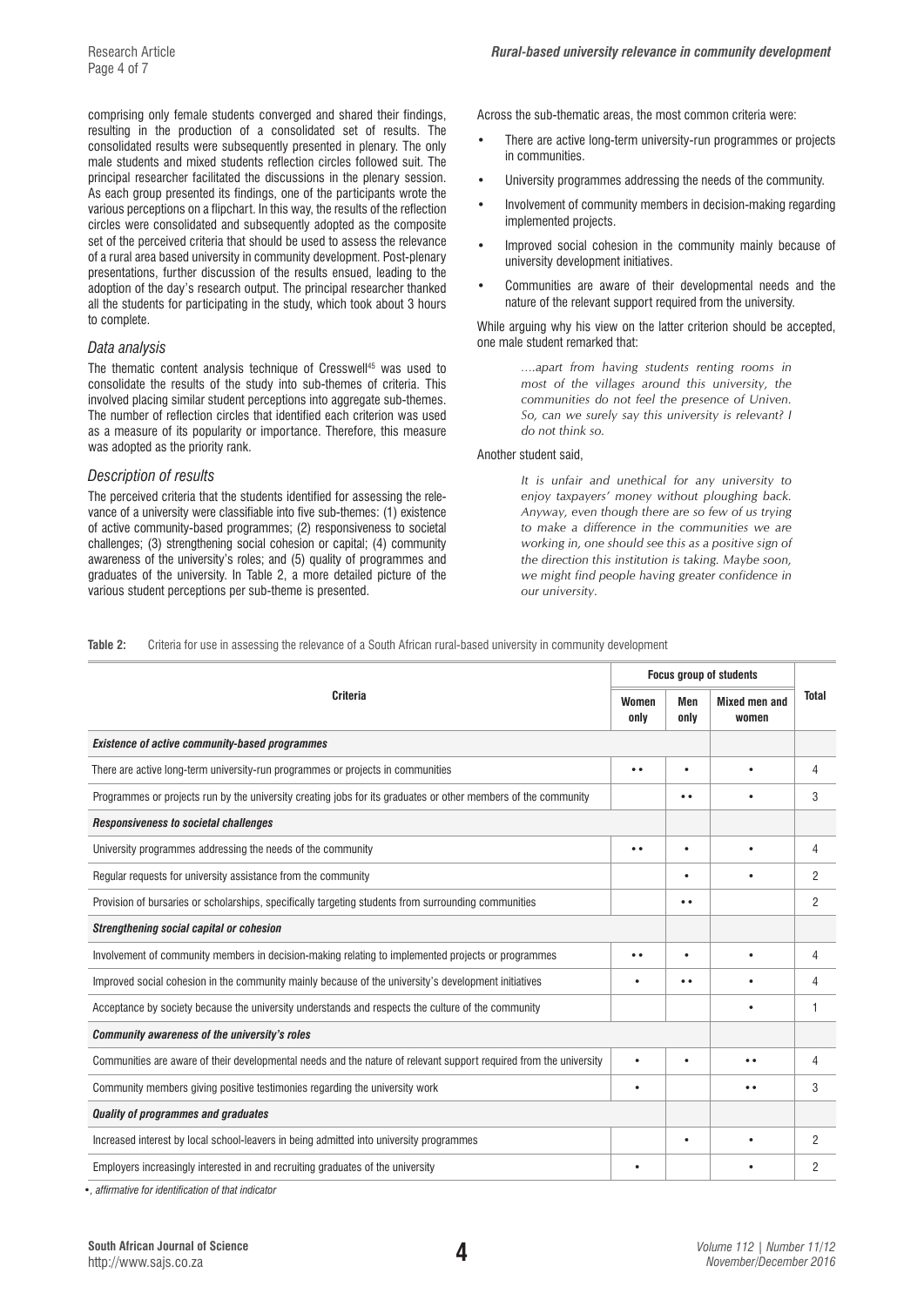comprising only female students converged and shared their findings, resulting in the production of a consolidated set of results. The consolidated results were subsequently presented in plenary. The only male students and mixed students reflection circles followed suit. The principal researcher facilitated the discussions in the plenary session. As each group presented its findings, one of the participants wrote the various perceptions on a flipchart. In this way, the results of the reflection circles were consolidated and subsequently adopted as the composite set of the perceived criteria that should be used to assess the relevance of a rural area based university in community development. Post-plenary presentations, further discussion of the results ensued, leading to the adoption of the day's research output. The principal researcher thanked all the students for participating in the study, which took about 3 hours to complete.

### *Data analysis*

The thematic content analysis technique of Cresswell[45] was used to consolidate the results of the study into sub-themes of criteria. This involved placing similar student perceptions into aggregate sub-themes. The number of reflection circles that identified each criterion was used as a measure of its popularity or importance. Therefore, this measure was adopted as the priority rank.

### *Description of results*

The perceived criteria that the students identified for assessing the relevance of a university were classifiable into five sub-themes: (1) existence of active community-based programmes; (2) responsiveness to societal challenges; (3) strengthening social cohesion or capital; (4) community awareness of the university's roles; and (5) quality of programmes and graduates of the university. In Table 2, a more detailed picture of the various student perceptions per sub-theme is presented.

Across the sub-thematic areas, the most common criteria were:

- There are active long-term university-run programmes or projects in communities.
- University programmes addressing the needs of the community.
- Involvement of community members in decision-making regarding implemented projects.
- Improved social cohesion in the community mainly because of university development initiatives.
- Communities are aware of their developmental needs and the nature of the relevant support required from the university.

While arguing why his view on the latter criterion should be accepted, one male student remarked that:

> *....apart from having students renting rooms in most of the villages around this university, the communities do not feel the presence of Univen. So, can we surely say this university is relevant? I do not think so.*

Another student said,

> *It is unfair and unethical for any university to enjoy taxpayers' money without ploughing back. Anyway, even though there are so few of us trying to make a difference in the communities we are working in, one should see this as a positive sign of the direction this institution is taking. Maybe soon, we might find people having greater confidence in our university.*

**Table 2:** Criteria for use in assessing the relevance of a South African rural-based university in community development

| Criteria | Focus group of students | | | Total |
|---|---|---|---|---|
| | Women only | Men only | Mixed men and women | |
| ***Existence of active community-based programmes*** | | | | |
| There are active long-term university-run programmes or projects in communities | •• | • | • | 4 |
| Programmes or projects run by the university creating jobs for its graduates or other members of the community | | •• | • | 3 |
| ***Responsiveness to societal challenges*** | | | | |
| University programmes addressing the needs of the community | •• | • | • | 4 |
| Regular requests for university assistance from the community | | • | • | 2 |
| Provision of bursaries or scholarships, specifically targeting students from surrounding communities | | •• | | 2 |
| ***Strengthening social capital or cohesion*** | | | | |
| Involvement of community members in decision-making relating to implemented projects or programmes | •• | • | • | 4 |
| Improved social cohesion in the community mainly because of the university's development initiatives | • | •• | • | 4 |
| Acceptance by society because the university understands and respects the culture of the community | | | • | 1 |
| ***Community awareness of the university's roles*** | | | | |
| Communities are aware of their developmental needs and the nature of relevant support required from the university | • | • | •• | 4 |
| Community members giving positive testimonies regarding the university work | • | | •• | 3 |
| ***Quality of programmes and graduates*** | | | | |
| Increased interest by local school-leavers in being admitted into university programmes | | • | • | 2 |
| Employers increasingly interested in and recruiting graduates of the university | • | | • | 2 |

*•, affirmative for identification of that indicator*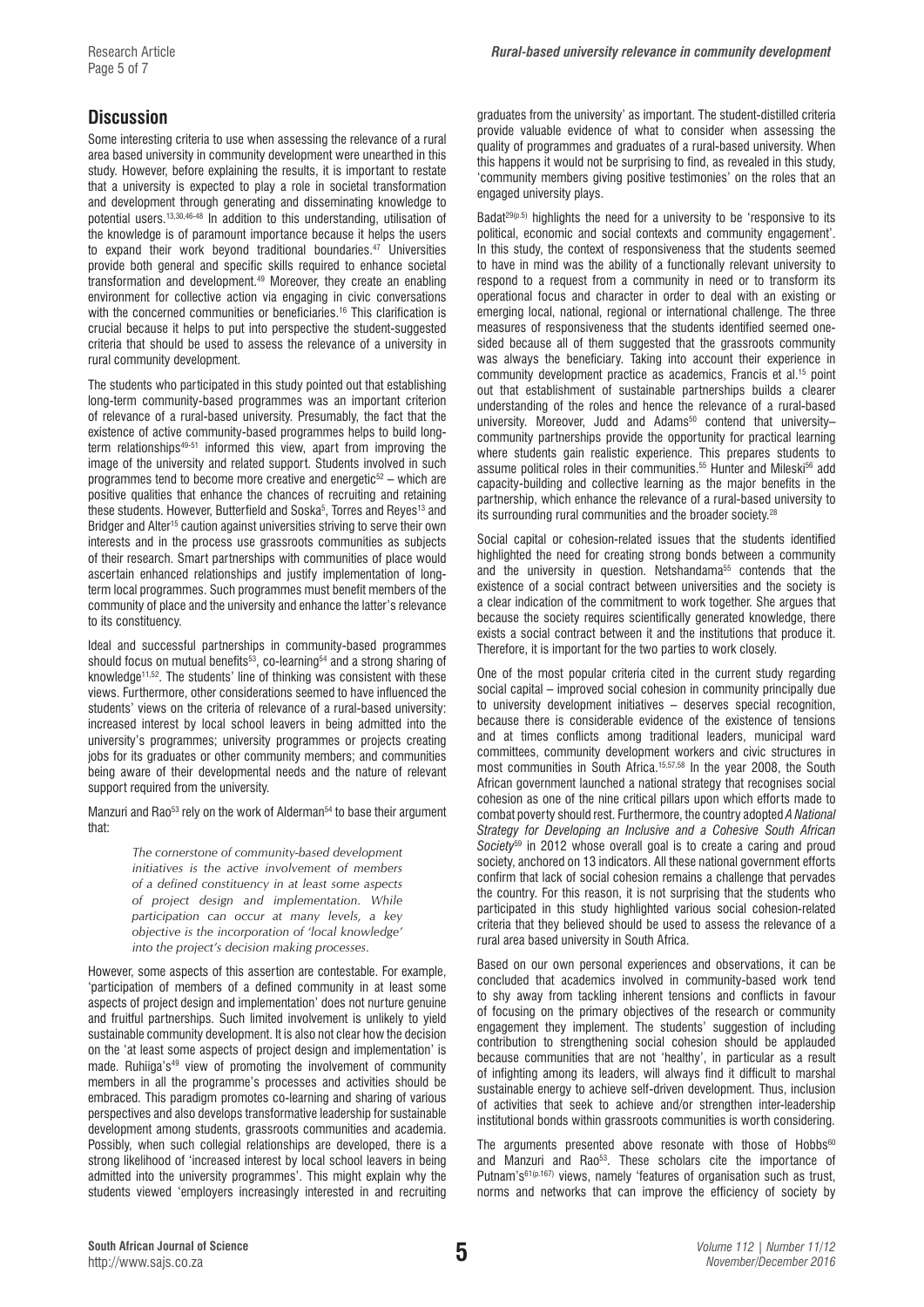## Discussion

Some interesting criteria to use when assessing the relevance of a rural area based university in community development were unearthed in this study. However, before explaining the results, it is important to restate that a university is expected to play a role in societal transformation and development through generating and disseminating knowledge to potential users.[13,30,46-48] In addition to this understanding, utilisation of the knowledge is of paramount importance because it helps the users to expand their work beyond traditional boundaries.[47] Universities provide both general and specific skills required to enhance societal transformation and development.[49] Moreover, they create an enabling environment for collective action via engaging in civic conversations with the concerned communities or beneficiaries.[16] This clarification is crucial because it helps to put into perspective the student-suggested criteria that should be used to assess the relevance of a university in rural community development.

The students who participated in this study pointed out that establishing long-term community-based programmes was an important criterion of relevance of a rural-based university. Presumably, the fact that the existence of active community-based programmes helps to build long-term relationships[49-51] informed this view, apart from improving the image of the university and related support. Students involved in such programmes tend to become more creative and energetic[52] – which are positive qualities that enhance the chances of recruiting and retaining these students. However, Butterfield and Soska[5], Torres and Reyes[13] and Bridger and Alter[15] caution against universities striving to serve their own interests and in the process use grassroots communities as subjects of their research. Smart partnerships with communities of place would ascertain enhanced relationships and justify implementation of long-term local programmes. Such programmes must benefit members of the community of place and the university and enhance the latter's relevance to its constituency.

Ideal and successful partnerships in community-based programmes should focus on mutual benefits[53], co-learning[54] and a strong sharing of knowledge[11,52]. The students' line of thinking was consistent with these views. Furthermore, other considerations seemed to have influenced the students' views on the criteria of relevance of a rural-based university: increased interest by local school leavers in being admitted into the university's programmes; university programmes or projects creating jobs for its graduates or other community members; and communities being aware of their developmental needs and the nature of relevant support required from the university.

Manzuri and Rao[53] rely on the work of Alderman[54] to base their argument that:

> *The cornerstone of community-based development initiatives is the active involvement of members of a defined constituency in at least some aspects of project design and implementation. While participation can occur at many levels, a key objective is the incorporation of 'local knowledge' into the project's decision making processes.*

However, some aspects of this assertion are contestable. For example, 'participation of members of a defined community in at least some aspects of project design and implementation' does not nurture genuine and fruitful partnerships. Such limited involvement is unlikely to yield sustainable community development. It is also not clear how the decision on the 'at least some aspects of project design and implementation' is made. Ruhiiga's[49] view of promoting the involvement of community members in all the programme's processes and activities should be embraced. This paradigm promotes co-learning and sharing of various perspectives and also develops transformative leadership for sustainable development among students, grassroots communities and academia. Possibly, when such collegial relationships are developed, there is a strong likelihood of 'increased interest by local school leavers in being admitted into the university programmes'. This might explain why the students viewed 'employers increasingly interested in and recruiting graduates from the university' as important. The student-distilled criteria provide valuable evidence of what to consider when assessing the quality of programmes and graduates of a rural-based university. When this happens it would not be surprising to find, as revealed in this study, 'community members giving positive testimonies' on the roles that an engaged university plays.

Badat[29(p.5)] highlights the need for a university to be 'responsive to its political, economic and social contexts and community engagement'. In this study, the context of responsiveness that the students seemed to have in mind was the ability of a functionally relevant university to respond to a request from a community in need or to transform its operational focus and character in order to deal with an existing or emerging local, national, regional or international challenge. The three measures of responsiveness that the students identified seemed one-sided because all of them suggested that the grassroots community was always the beneficiary. Taking into account their experience in community development practice as academics, Francis et al.[15] point out that establishment of sustainable partnerships builds a clearer understanding of the roles and hence the relevance of a rural-based university. Moreover, Judd and Adams[50] contend that university–community partnerships provide the opportunity for practical learning where students gain realistic experience. This prepares students to assume political roles in their communities.[55] Hunter and Mileski[56] add capacity-building and collective learning as the major benefits in the partnership, which enhance the relevance of a rural-based university to its surrounding rural communities and the broader society.[28]

Social capital or cohesion-related issues that the students identified highlighted the need for creating strong bonds between a community and the university in question. Netshandama[55] contends that the existence of a social contract between universities and the society is a clear indication of the commitment to work together. She argues that because the society requires scientifically generated knowledge, there exists a social contract between it and the institutions that produce it. Therefore, it is important for the two parties to work closely.

One of the most popular criteria cited in the current study regarding social capital – improved social cohesion in community principally due to university development initiatives – deserves special recognition, because there is considerable evidence of the existence of tensions and at times conflicts among traditional leaders, municipal ward committees, community development workers and civic structures in most communities in South Africa.[15,57,58] In the year 2008, the South African government launched a national strategy that recognises social cohesion as one of the nine critical pillars upon which efforts made to combat poverty should rest. Furthermore, the country adopted *A National Strategy for Developing an Inclusive and a Cohesive South African Society*[59] in 2012 whose overall goal is to create a caring and proud society, anchored on 13 indicators. All these national government efforts confirm that lack of social cohesion remains a challenge that pervades the country. For this reason, it is not surprising that the students who participated in this study highlighted various social cohesion-related criteria that they believed should be used to assess the relevance of a rural area based university in South Africa.

Based on our own personal experiences and observations, it can be concluded that academics involved in community-based work tend to shy away from tackling inherent tensions and conflicts in favour of focusing on the primary objectives of the research or community engagement they implement. The students' suggestion of including contribution to strengthening social cohesion should be applauded because communities that are not 'healthy', in particular as a result of infighting among its leaders, will always find it difficult to marshal sustainable energy to achieve self-driven development. Thus, inclusion of activities that seek to achieve and/or strengthen inter-leadership institutional bonds within grassroots communities is worth considering.

The arguments presented above resonate with those of Hobbs[60] and Manzuri and Rao[53]. These scholars cite the importance of Putnam's[61(p.167)] views, namely 'features of organisation such as trust, norms and networks that can improve the efficiency of society by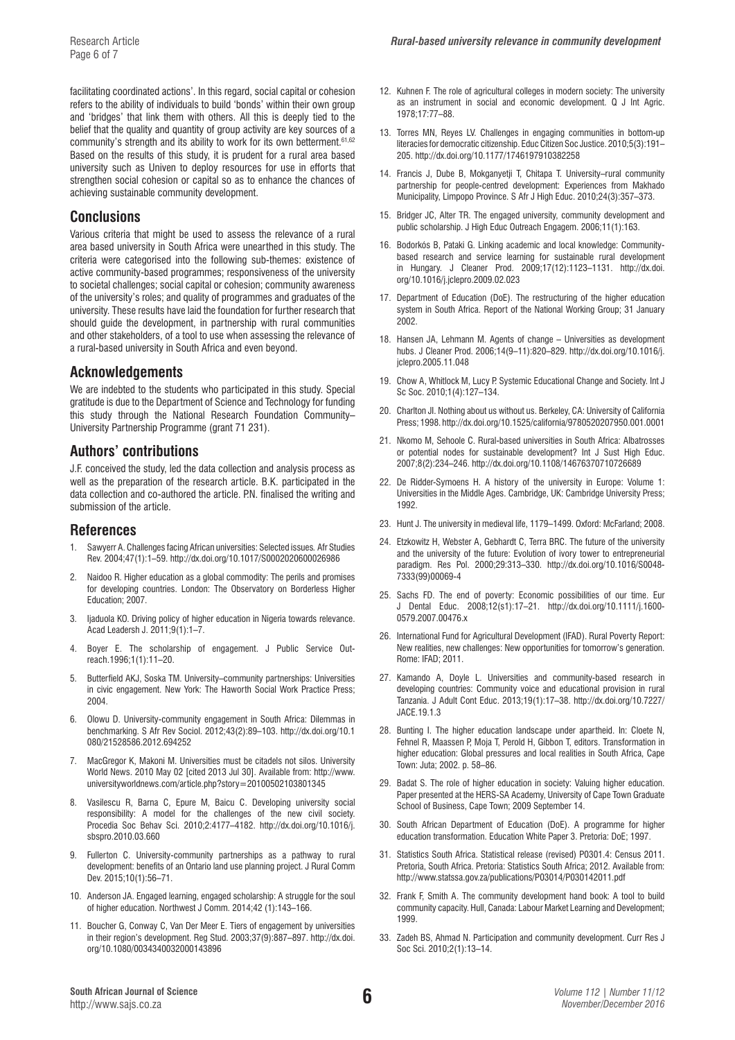facilitating coordinated actions'. In this regard, social capital or cohesion refers to the ability of individuals to build 'bonds' within their own group and 'bridges' that link them with others. All this is deeply tied to the belief that the quality and quantity of group activity are key sources of a community's strength and its ability to work for its own betterment.[61,62] Based on the results of this study, it is prudent for a rural area based university such as Univen to deploy resources for use in efforts that strengthen social cohesion or capital so as to enhance the chances of achieving sustainable community development.

## Conclusions

Various criteria that might be used to assess the relevance of a rural area based university in South Africa were unearthed in this study. The criteria were categorised into the following sub-themes: existence of active community-based programmes; responsiveness of the university to societal challenges; social capital or cohesion; community awareness of the university's roles; and quality of programmes and graduates of the university. These results have laid the foundation for further research that should guide the development, in partnership with rural communities and other stakeholders, of a tool to use when assessing the relevance of a rural-based university in South Africa and even beyond.

## Acknowledgements

We are indebted to the students who participated in this study. Special gratitude is due to the Department of Science and Technology for funding this study through the National Research Foundation Community–University Partnership Programme (grant 71 231).

## Authors' contributions

J.F. conceived the study, led the data collection and analysis process as well as the preparation of the research article. B.K. participated in the data collection and co-authored the article. P.N. finalised the writing and submission of the article.

## References

1. Sawyerr A. Challenges facing African universities: Selected issues. Afr Studies Rev. 2004;47(1):1–59. http://dx.doi.org/10.1017/S0002020600026986
2. Naidoo R. Higher education as a global commodity: The perils and promises for developing countries. London: The Observatory on Borderless Higher Education; 2007.
3. Ijaduola KO. Driving policy of higher education in Nigeria towards relevance. Acad Leadersh J. 2011;9(1):1–7.
4. Boyer E. The scholarship of engagement. J Public Service Outreach.1996;1(1):11–20.
5. Butterfield AKJ, Soska TM. University–community partnerships: Universities in civic engagement. New York: The Haworth Social Work Practice Press; 2004.
6. Olowu D. University-community engagement in South Africa: Dilemmas in benchmarking. S Afr Rev Sociol. 2012;43(2):89–103. http://dx.doi.org/10.1080/21528586.2012.694252
7. MacGregor K, Makoni M. Universities must be citadels not silos. University World News. 2010 May 02 [cited 2013 Jul 30]. Available from: http://www.universityworldnews.com/article.php?story=20100502103801345
8. Vasilescu R, Barna C, Epure M, Baicu C. Developing university social responsibility: A model for the challenges of the new civil society. Procedia Soc Behav Sci. 2010;2:4177–4182. http://dx.doi.org/10.1016/j.sbspro.2010.03.660
9. Fullerton C. University-community partnerships as a pathway to rural development: benefits of an Ontario land use planning project. J Rural Comm Dev. 2015;10(1):56–71.
10. Anderson JA. Engaged learning, engaged scholarship: A struggle for the soul of higher education. Northwest J Comm. 2014;42 (1):143–166.
11. Boucher G, Conway C, Van Der Meer E. Tiers of engagement by universities in their region's development. Reg Stud. 2003;37(9):887–897. http://dx.doi.org/10.1080/0034340032000143896
12. Kuhnen F. The role of agricultural colleges in modern society: The university as an instrument in social and economic development. Q J Int Agric. 1978;17:77–88.
13. Torres MN, Reyes LV. Challenges in engaging communities in bottom-up literacies for democratic citizenship. Educ Citizen Soc Justice. 2010;5(3):191–205. http://dx.doi.org/10.1177/1746197910382258
14. Francis J, Dube B, Mokganyetji T, Chitapa T. University–rural community partnership for people-centred development: Experiences from Makhado Municipality, Limpopo Province. S Afr J High Educ. 2010;24(3):357–373.
15. Bridger JC, Alter TR. The engaged university, community development and public scholarship. J High Educ Outreach Engagem. 2006;11(1):163.
16. Bodorkós B, Pataki G. Linking academic and local knowledge: Community-based research and service learning for sustainable rural development in Hungary. J Cleaner Prod. 2009;17(12):1123–1131. http://dx.doi.org/10.1016/j.jclepro.2009.02.023
17. Department of Education (DoE). The restructuring of the higher education system in South Africa. Report of the National Working Group; 31 January 2002.
18. Hansen JA, Lehmann M. Agents of change – Universities as development hubs. J Cleaner Prod. 2006;14(9–11):820–829. http://dx.doi.org/10.1016/j.jclepro.2005.11.048
19. Chow A, Whitlock M, Lucy P. Systemic Educational Change and Society. Int J Sc Soc. 2010;1(4):127–134.
20. Charlton JI. Nothing about us without us. Berkeley, CA: University of California Press; 1998. http://dx.doi.org/10.1525/california/9780520207950.001.0001
21. Nkomo M, Sehoole C. Rural-based universities in South Africa: Albatrosses or potential nodes for sustainable development? Int J Sust High Educ. 2007;8(2):234–246. http://dx.doi.org/10.1108/14676370710726689
22. De Ridder-Symoens H. A history of the university in Europe: Volume 1: Universities in the Middle Ages. Cambridge, UK: Cambridge University Press; 1992.
23. Hunt J. The university in medieval life, 1179–1499. Oxford: McFarland; 2008.
24. Etzkowitz H, Webster A, Gebhardt C, Terra BRC. The future of the university and the university of the future: Evolution of ivory tower to entrepreneurial paradigm. Res Pol. 2000;29:313–330. http://dx.doi.org/10.1016/S0048-7333(99)00069-4
25. Sachs FD. The end of poverty: Economic possibilities of our time. Eur J Dental Educ. 2008;12(s1):17–21. http://dx.doi.org/10.1111/j.1600-0579.2007.00476.x
26. International Fund for Agricultural Development (IFAD). Rural Poverty Report: New realities, new challenges: New opportunities for tomorrow's generation. Rome: IFAD; 2011.
27. Kamando A, Doyle L. Universities and community-based research in developing countries: Community voice and educational provision in rural Tanzania. J Adult Cont Educ. 2013;19(1):17–38. http://dx.doi.org/10.7227/JACE.19.1.3
28. Bunting I. The higher education landscape under apartheid. In: Cloete N, Fehnel R, Maassen P, Moja T, Perold H, Gibbon T, editors. Transformation in higher education: Global pressures and local realities in South Africa, Cape Town: Juta; 2002. p. 58–86.
29. Badat S. The role of higher education in society: Valuing higher education. Paper presented at the HERS-SA Academy, University of Cape Town Graduate School of Business, Cape Town; 2009 September 14.
30. South African Department of Education (DoE). A programme for higher education transformation. Education White Paper 3. Pretoria: DoE; 1997.
31. Statistics South Africa. Statistical release (revised) P0301.4: Census 2011. Pretoria, South Africa. Pretoria: Statistics South Africa; 2012. Available from: http://www.statssa.gov.za/publications/P03014/P030142011.pdf
32. Frank F, Smith A. The community development hand book: A tool to build community capacity. Hull, Canada: Labour Market Learning and Development; 1999.
33. Zadeh BS, Ahmad N. Participation and community development. Curr Res J Soc Sci. 2010;2(1):13–14.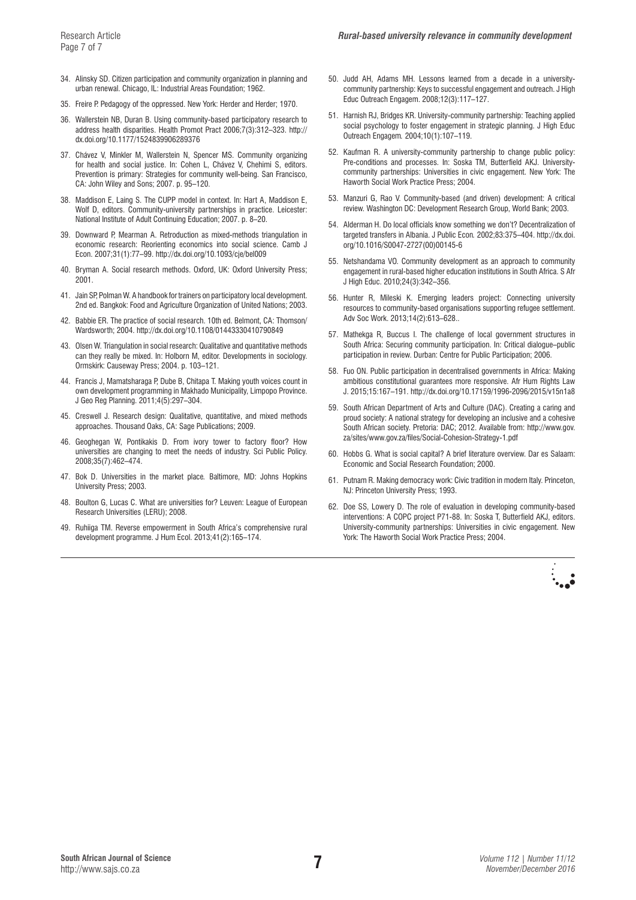34. Alinsky SD. Citizen participation and community organization in planning and urban renewal. Chicago, IL: Industrial Areas Foundation; 1962.

35. Freire P. Pedagogy of the oppressed. New York: Herder and Herder; 1970.

36. Wallerstein NB, Duran B. Using community-based participatory research to address health disparities. Health Promot Pract 2006;7(3):312–323. http://dx.doi.org/10.1177/1524839906289376

37. Chávez V, Minkler M, Wallerstein N, Spencer MS. Community organizing for health and social justice. In: Cohen L, Chávez V, Chehimi S, editors. Prevention is primary: Strategies for community well-being. San Francisco, CA: John Wiley and Sons; 2007. p. 95–120.

38. Maddison E, Laing S. The CUPP model in context. In: Hart A, Maddison E, Wolf D, editors. Community-university partnerships in practice. Leicester: National Institute of Adult Continuing Education; 2007. p. 8–20.

39. Downward P, Mearman A. Retroduction as mixed-methods triangulation in economic research: Reorienting economics into social science. Camb J Econ. 2007;31(1):77–99. http://dx.doi.org/10.1093/cje/bel009

40. Bryman A. Social research methods. Oxford, UK: Oxford University Press; 2001.

41. Jain SP, Polman W. A handbook for trainers on participatory local development. 2nd ed. Bangkok: Food and Agriculture Organization of United Nations; 2003.

42. Babbie ER. The practice of social research. 10th ed. Belmont, CA: Thomson/Wardsworth; 2004. http://dx.doi.org/10.1108/01443330410790849

43. Olsen W. Triangulation in social research: Qualitative and quantitative methods can they really be mixed. In: Holborn M, editor. Developments in sociology. Ormskirk: Causeway Press; 2004. p. 103–121.

44. Francis J, Mamatsharaga P, Dube B, Chitapa T. Making youth voices count in own development programming in Makhado Municipality, Limpopo Province. J Geo Reg Planning. 2011;4(5):297–304.

45. Creswell J. Research design: Qualitative, quantitative, and mixed methods approaches. Thousand Oaks, CA: Sage Publications; 2009.

46. Geoghegan W, Pontikakis D. From ivory tower to factory floor? How universities are changing to meet the needs of industry. Sci Public Policy. 2008;35(7):462–474.

47. Bok D. Universities in the market place. Baltimore, MD: Johns Hopkins University Press; 2003.

48. Boulton G, Lucas C. What are universities for? Leuven: League of European Research Universities (LERU); 2008.

49. Ruhiiga TM. Reverse empowerment in South Africa's comprehensive rural development programme. J Hum Ecol. 2013;41(2):165–174.

50. Judd AH, Adams MH. Lessons learned from a decade in a university-community partnership: Keys to successful engagement and outreach. J High Educ Outreach Engagem. 2008;12(3):117–127.

51. Harnish RJ, Bridges KR. University-community partnership: Teaching applied social psychology to foster engagement in strategic planning. J High Educ Outreach Engagem. 2004;10(1):107–119.

52. Kaufman R. A university-community partnership to change public policy: Pre-conditions and processes. In: Soska TM, Butterfield AKJ. University-community partnerships: Universities in civic engagement. New York: The Haworth Social Work Practice Press; 2004.

53. Manzuri G, Rao V. Community-based (and driven) development: A critical review. Washington DC: Development Research Group, World Bank; 2003.

54. Alderman H. Do local officials know something we don't? Decentralization of targeted transfers in Albania. J Public Econ. 2002;83:375–404. http://dx.doi.org/10.1016/S0047-2727(00)00145-6

55. Netshandama VO. Community development as an approach to community engagement in rural-based higher education institutions in South Africa. S Afr J High Educ. 2010;24(3):342–356.

56. Hunter R, Mileski K. Emerging leaders project: Connecting university resources to community-based organisations supporting refugee settlement. Adv Soc Work. 2013;14(2):613–628..

57. Mathekga R, Buccus I. The challenge of local government structures in South Africa: Securing community participation. In: Critical dialogue–public participation in review. Durban: Centre for Public Participation; 2006.

58. Fuo ON. Public participation in decentralised governments in Africa: Making ambitious constitutional guarantees more responsive. Afr Hum Rights Law J. 2015;15:167–191. http://dx.doi.org/10.17159/1996-2096/2015/v15n1a8

59. South African Department of Arts and Culture (DAC). Creating a caring and proud society: A national strategy for developing an inclusive and a cohesive South African society. Pretoria: DAC; 2012. Available from: http://www.gov.za/sites/www.gov.za/files/Social-Cohesion-Strategy-1.pdf

60. Hobbs G. What is social capital? A brief literature overview. Dar es Salaam: Economic and Social Research Foundation; 2000.

61. Putnam R. Making democracy work: Civic tradition in modern Italy. Princeton, NJ: Princeton University Press; 1993.

62. Doe SS, Lowery D. The role of evaluation in developing community-based interventions: A COPC project P71-88. In: Soska T, Butterfield AKJ, editors. University-community partnerships: Universities in civic engagement. New York: The Haworth Social Work Practice Press; 2004.